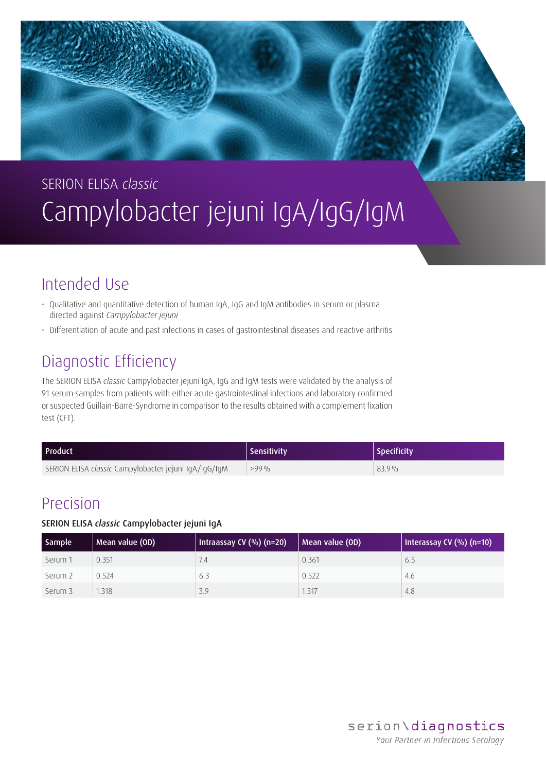SERION ELISA *classic*

# Campylobacter jejuni IgA/IgG/IgM

## Intended Use

- Qualitative and quantitative detection of human IgA, IgG and IgM antibodies in serum or plasma directed against *Campylobacter jejuni*
- Differentiation of acute and past infections in cases of gastrointestinal diseases and reactive arthritis

## Diagnostic Efficiency

The SERION ELISA *classic* Campylobacter jejuni IgA, IgG and IgM tests were validated by the analysis of 91 serum samples from patients with either acute gastrointestinal infections and laboratory confirmed or suspected Guillain-Barré-Syndrome in comparison to the results obtained with a complement fixation test (CFT).

| Product | Sensitivity | Specificity |
|---|---|---|
| SERION ELISA *classic* Campylobacter jejuni IgA/IgG/IgM | >99 % | 83.9 % |

## Precision

**SERION ELISA *classic* Campylobacter jejuni IgA**

| Sample | Mean value (OD) | Intraassay CV (%) (n=20) | Mean value (OD) | Interassay CV (%) (n=10) |
|---|---|---|---|---|
| Serum 1 | 0.351 | 7.4 | 0.361 | 6.5 |
| Serum 2 | 0.524 | 6.3 | 0.522 | 4.6 |
| Serum 3 | 1.318 | 3.9 | 1.317 | 4.8 |

serion\diagnostics

*Your Partner in Infectious Serology*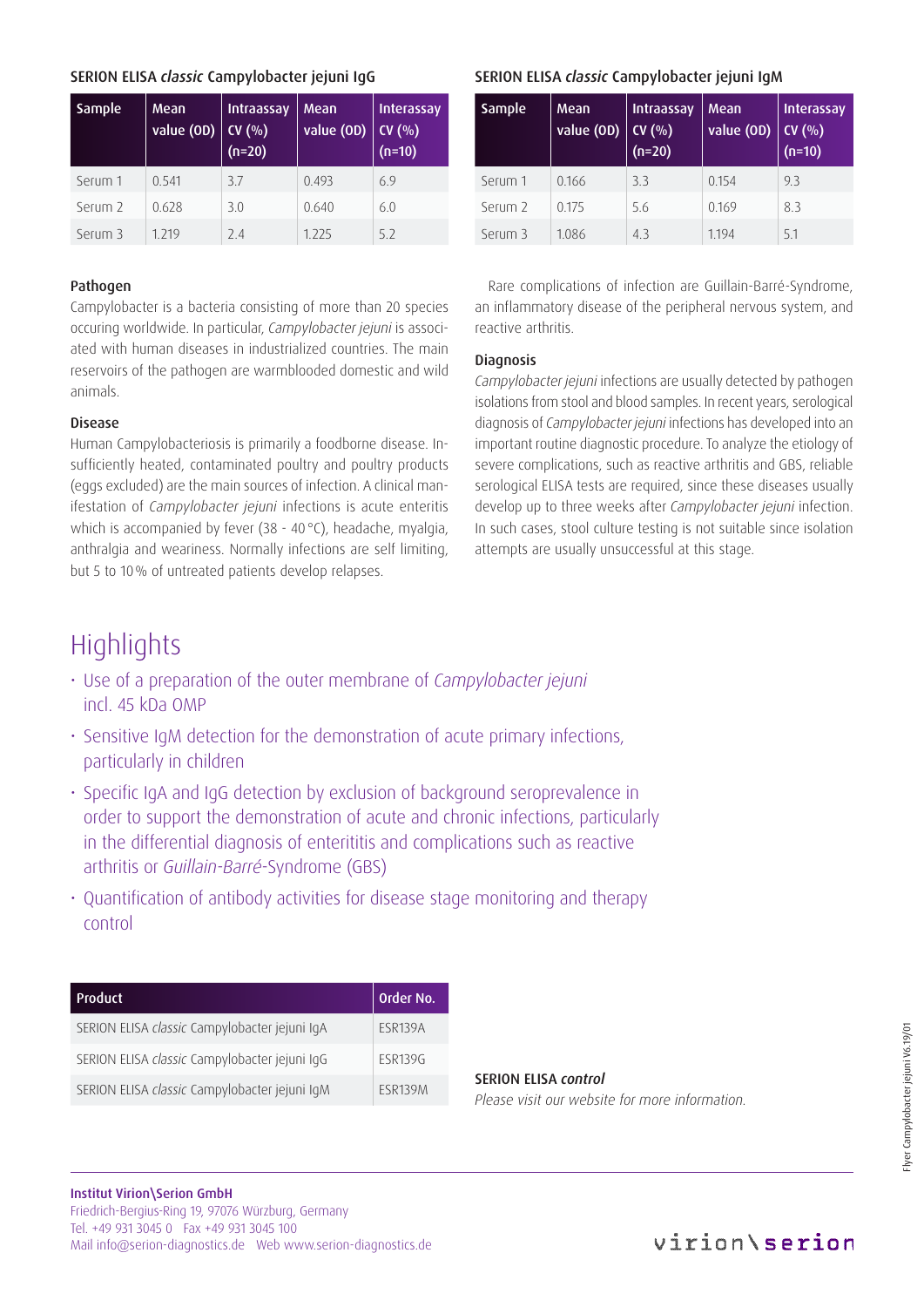**SERION ELISA *classic* Campylobacter jejuni IgG**

| Sample | Mean value (OD) | Intraassay CV (%) (n=20) | Mean value (OD) | Interassay CV (%) (n=10) |
|---|---|---|---|---|
| Serum 1 | 0.541 | 3.7 | 0.493 | 6.9 |
| Serum 2 | 0.628 | 3.0 | 0.640 | 6.0 |
| Serum 3 | 1.219 | 2.4 | 1.225 | 5.2 |

**SERION ELISA *classic* Campylobacter jejuni IgM**

| Sample | Mean value (OD) | Intraassay CV (%) (n=20) | Mean value (OD) | Interassay CV (%) (n=10) |
|---|---|---|---|---|
| Serum 1 | 0.166 | 3.3 | 0.154 | 9.3 |
| Serum 2 | 0.175 | 5.6 | 0.169 | 8.3 |
| Serum 3 | 1.086 | 4.3 | 1.194 | 5.1 |

### Pathogen

Campylobacter is a bacteria consisting of more than 20 species occuring worldwide. In particular, *Campylobacter jejuni* is associated with human diseases in industrialized countries. The main reservoirs of the pathogen are warmblooded domestic and wild animals.

### Disease

Human Campylobacteriosis is primarily a foodborne disease. Insufficiently heated, contaminated poultry and poultry products (eggs excluded) are the main sources of infection. A clinical manifestation of *Campylobacter jejuni* infections is acute enteritis which is accompanied by fever (38 - 40 °C), headache, myalgia, anthralgia and weariness. Normally infections are self limiting, but 5 to 10 % of untreated patients develop relapses.

Rare complications of infection are Guillain-Barré-Syndrome, an inflammatory disease of the peripheral nervous system, and reactive arthritis.

### Diagnosis

*Campylobacter jejuni* infections are usually detected by pathogen isolations from stool and blood samples. In recent years, serological diagnosis of *Campylobacter jejuni* infections has developed into an important routine diagnostic procedure. To analyze the etiology of severe complications, such as reactive arthritis and GBS, reliable serological ELISA tests are required, since these diseases usually develop up to three weeks after *Campylobacter jejuni* infection. In such cases, stool culture testing is not suitable since isolation attempts are usually unsuccessful at this stage.

## Highlights

- Use of a preparation of the outer membrane of *Campylobacter jejuni* incl. 45 kDa OMP
- Sensitive IgM detection for the demonstration of acute primary infections, particularly in children
- Specific IgA and IgG detection by exclusion of background seroprevalence in order to support the demonstration of acute and chronic infections, particularly in the differential diagnosis of enteritits and complications such as reactive arthritis or *Guillain-Barré*-Syndrome (GBS)
- Quantification of antibody activities for disease stage monitoring and therapy control

| Product | Order No. |
|---|---|
| SERION ELISA *classic* Campylobacter jejuni IgA | ESR139A |
| SERION ELISA *classic* Campylobacter jejuni IgG | ESR139G |
| SERION ELISA *classic* Campylobacter jejuni IgM | ESR139M |

**SERION ELISA *control***
*Please visit our website for more information.*

**Institut Virion\Serion GmbH**
Friedrich-Bergius-Ring 19, 97076 Würzburg, Germany
Tel. +49 931 3045 0  Fax +49 931 3045 100
Mail info@serion-diagnostics.de  Web www.serion-diagnostics.de

virion\serion

Flyer Campylobacter jejuni V6.19/01